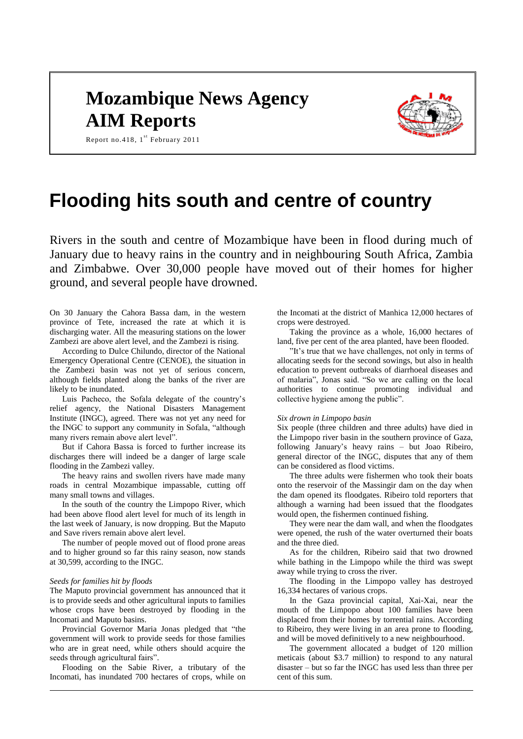# Mozambique News Agency
# AIM Reports

Report no.418, 1st February 2011

# Flooding hits south and centre of country

Rivers in the south and centre of Mozambique have been in flood during much of January due to heavy rains in the country and in neighbouring South Africa, Zambia and Zimbabwe. Over 30,000 people have moved out of their homes for higher ground, and several people have drowned.

On 30 January the Cahora Bassa dam, in the western province of Tete, increased the rate at which it is discharging water. All the measuring stations on the lower Zambezi are above alert level, and the Zambezi is rising.

According to Dulce Chilundo, director of the National Emergency Operational Centre (CENOE), the situation in the Zambezi basin was not yet of serious concern, although fields planted along the banks of the river are likely to be inundated.

Luis Pacheco, the Sofala delegate of the country's relief agency, the National Disasters Management Institute (INGC), agreed. There was not yet any need for the INGC to support any community in Sofala, "although many rivers remain above alert level".

But if Cahora Bassa is forced to further increase its discharges there will indeed be a danger of large scale flooding in the Zambezi valley.

The heavy rains and swollen rivers have made many roads in central Mozambique impassable, cutting off many small towns and villages.

In the south of the country the Limpopo River, which had been above flood alert level for much of its length in the last week of January, is now dropping. But the Maputo and Save rivers remain above alert level.

The number of people moved out of flood prone areas and to higher ground so far this rainy season, now stands at 30,599, according to the INGC.

*Seeds for families hit by floods*

The Maputo provincial government has announced that it is to provide seeds and other agricultural inputs to families whose crops have been destroyed by flooding in the Incomati and Maputo basins.

Provincial Governor Maria Jonas pledged that "the government will work to provide seeds for those families who are in great need, while others should acquire the seeds through agricultural fairs".

Flooding on the Sabie River, a tributary of the Incomati, has inundated 700 hectares of crops, while on the Incomati at the district of Manhica 12,000 hectares of crops were destroyed.

Taking the province as a whole, 16,000 hectares of land, five per cent of the area planted, have been flooded.

"It's true that we have challenges, not only in terms of allocating seeds for the second sowings, but also in health education to prevent outbreaks of diarrhoeal diseases and of malaria", Jonas said. "So we are calling on the local authorities to continue promoting individual and collective hygiene among the public".

*Six drown in Limpopo basin*

Six people (three children and three adults) have died in the Limpopo river basin in the southern province of Gaza, following January's heavy rains – but Joao Ribeiro, general director of the INGC, disputes that any of them can be considered as flood victims.

The three adults were fishermen who took their boats onto the reservoir of the Massingir dam on the day when the dam opened its floodgates. Ribeiro told reporters that although a warning had been issued that the floodgates would open, the fishermen continued fishing.

They were near the dam wall, and when the floodgates were opened, the rush of the water overturned their boats and the three died.

As for the children, Ribeiro said that two drowned while bathing in the Limpopo while the third was swept away while trying to cross the river.

The flooding in the Limpopo valley has destroyed 16,334 hectares of various crops.

In the Gaza provincial capital, Xai-Xai, near the mouth of the Limpopo about 100 families have been displaced from their homes by torrential rains. According to Ribeiro, they were living in an area prone to flooding, and will be moved definitively to a new neighbourhood.

The government allocated a budget of 120 million meticais (about $3.7 million) to respond to any natural disaster – but so far the INGC has used less than three per cent of this sum.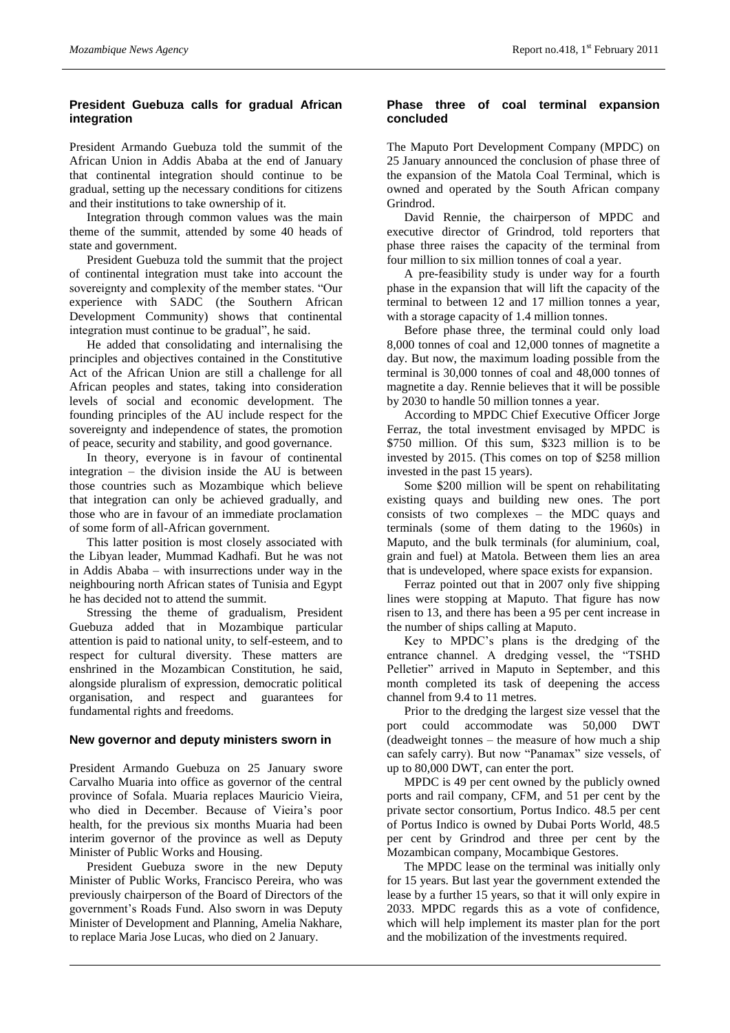## President Guebuza calls for gradual African integration

President Armando Guebuza told the summit of the African Union in Addis Ababa at the end of January that continental integration should continue to be gradual, setting up the necessary conditions for citizens and their institutions to take ownership of it.

Integration through common values was the main theme of the summit, attended by some 40 heads of state and government.

President Guebuza told the summit that the project of continental integration must take into account the sovereignty and complexity of the member states. "Our experience with SADC (the Southern African Development Community) shows that continental integration must continue to be gradual", he said.

He added that consolidating and internalising the principles and objectives contained in the Constitutive Act of the African Union are still a challenge for all African peoples and states, taking into consideration levels of social and economic development. The founding principles of the AU include respect for the sovereignty and independence of states, the promotion of peace, security and stability, and good governance.

In theory, everyone is in favour of continental integration – the division inside the AU is between those countries such as Mozambique which believe that integration can only be achieved gradually, and those who are in favour of an immediate proclamation of some form of all-African government.

This latter position is most closely associated with the Libyan leader, Mummad Kadhafi. But he was not in Addis Ababa – with insurrections under way in the neighbouring north African states of Tunisia and Egypt he has decided not to attend the summit.

Stressing the theme of gradualism, President Guebuza added that in Mozambique particular attention is paid to national unity, to self-esteem, and to respect for cultural diversity. These matters are enshrined in the Mozambican Constitution, he said, alongside pluralism of expression, democratic political organisation, and respect and guarantees for fundamental rights and freedoms.

## New governor and deputy ministers sworn in

President Armando Guebuza on 25 January swore Carvalho Muaria into office as governor of the central province of Sofala. Muaria replaces Mauricio Vieira, who died in December. Because of Vieira's poor health, for the previous six months Muaria had been interim governor of the province as well as Deputy Minister of Public Works and Housing.

President Guebuza swore in the new Deputy Minister of Public Works, Francisco Pereira, who was previously chairperson of the Board of Directors of the government's Roads Fund. Also sworn in was Deputy Minister of Development and Planning, Amelia Nakhare, to replace Maria Jose Lucas, who died on 2 January.

## Phase three of coal terminal expansion concluded

The Maputo Port Development Company (MPDC) on 25 January announced the conclusion of phase three of the expansion of the Matola Coal Terminal, which is owned and operated by the South African company Grindrod.

David Rennie, the chairperson of MPDC and executive director of Grindrod, told reporters that phase three raises the capacity of the terminal from four million to six million tonnes of coal a year.

A pre-feasibility study is under way for a fourth phase in the expansion that will lift the capacity of the terminal to between 12 and 17 million tonnes a year, with a storage capacity of 1.4 million tonnes.

Before phase three, the terminal could only load 8,000 tonnes of coal and 12,000 tonnes of magnetite a day. But now, the maximum loading possible from the terminal is 30,000 tonnes of coal and 48,000 tonnes of magnetite a day. Rennie believes that it will be possible by 2030 to handle 50 million tonnes a year.

According to MPDC Chief Executive Officer Jorge Ferraz, the total investment envisaged by MPDC is $750 million. Of this sum, $323 million is to be invested by 2015. (This comes on top of $258 million invested in the past 15 years).

Some $200 million will be spent on rehabilitating existing quays and building new ones. The port consists of two complexes – the MDC quays and terminals (some of them dating to the 1960s) in Maputo, and the bulk terminals (for aluminium, coal, grain and fuel) at Matola. Between them lies an area that is undeveloped, where space exists for expansion.

Ferraz pointed out that in 2007 only five shipping lines were stopping at Maputo. That figure has now risen to 13, and there has been a 95 per cent increase in the number of ships calling at Maputo.

Key to MPDC's plans is the dredging of the entrance channel. A dredging vessel, the "TSHD Pelletier" arrived in Maputo in September, and this month completed its task of deepening the access channel from 9.4 to 11 metres.

Prior to the dredging the largest size vessel that the port could accommodate was 50,000 DWT (deadweight tonnes – the measure of how much a ship can safely carry). But now "Panamax" size vessels, of up to 80,000 DWT, can enter the port.

MPDC is 49 per cent owned by the publicly owned ports and rail company, CFM, and 51 per cent by the private sector consortium, Portus Indico. 48.5 per cent of Portus Indico is owned by Dubai Ports World, 48.5 per cent by Grindrod and three per cent by the Mozambican company, Mocambique Gestores.

The MPDC lease on the terminal was initially only for 15 years. But last year the government extended the lease by a further 15 years, so that it will only expire in 2033. MPDC regards this as a vote of confidence, which will help implement its master plan for the port and the mobilization of the investments required.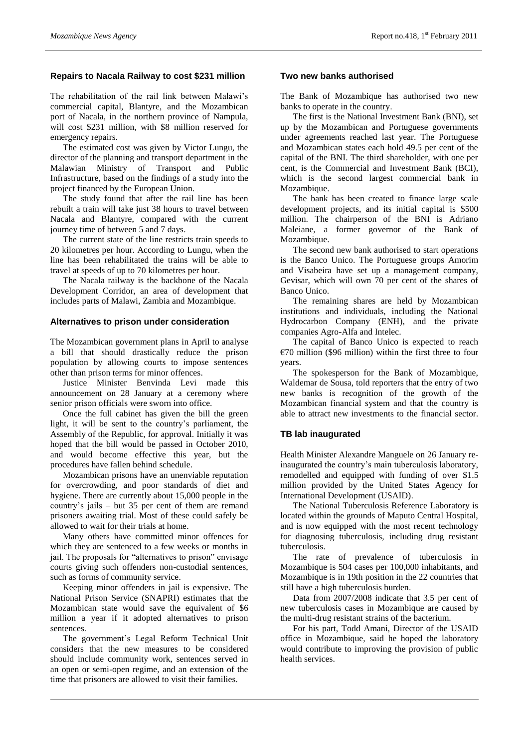## Repairs to Nacala Railway to cost $231 million

The rehabilitation of the rail link between Malawi's commercial capital, Blantyre, and the Mozambican port of Nacala, in the northern province of Nampula, will cost $231 million, with $8 million reserved for emergency repairs.

The estimated cost was given by Victor Lungu, the director of the planning and transport department in the Malawian Ministry of Transport and Public Infrastructure, based on the findings of a study into the project financed by the European Union.

The study found that after the rail line has been rebuilt a train will take just 38 hours to travel between Nacala and Blantyre, compared with the current journey time of between 5 and 7 days.

The current state of the line restricts train speeds to 20 kilometres per hour. According to Lungu, when the line has been rehabilitated the trains will be able to travel at speeds of up to 70 kilometres per hour.

The Nacala railway is the backbone of the Nacala Development Corridor, an area of development that includes parts of Malawi, Zambia and Mozambique.

## Alternatives to prison under consideration

The Mozambican government plans in April to analyse a bill that should drastically reduce the prison population by allowing courts to impose sentences other than prison terms for minor offences.

Justice Minister Benvinda Levi made this announcement on 28 January at a ceremony where senior prison officials were sworn into office.

Once the full cabinet has given the bill the green light, it will be sent to the country's parliament, the Assembly of the Republic, for approval. Initially it was hoped that the bill would be passed in October 2010, and would become effective this year, but the procedures have fallen behind schedule.

Mozambican prisons have an unenviable reputation for overcrowding, and poor standards of diet and hygiene. There are currently about 15,000 people in the country's jails – but 35 per cent of them are remand prisoners awaiting trial. Most of these could safely be allowed to wait for their trials at home.

Many others have committed minor offences for which they are sentenced to a few weeks or months in jail. The proposals for "alternatives to prison" envisage courts giving such offenders non-custodial sentences, such as forms of community service.

Keeping minor offenders in jail is expensive. The National Prison Service (SNAPRI) estimates that the Mozambican state would save the equivalent of $6 million a year if it adopted alternatives to prison sentences.

The government's Legal Reform Technical Unit considers that the new measures to be considered should include community work, sentences served in an open or semi-open regime, and an extension of the time that prisoners are allowed to visit their families.

## Two new banks authorised

The Bank of Mozambique has authorised two new banks to operate in the country.

The first is the National Investment Bank (BNI), set up by the Mozambican and Portuguese governments under agreements reached last year. The Portuguese and Mozambican states each hold 49.5 per cent of the capital of the BNI. The third shareholder, with one per cent, is the Commercial and Investment Bank (BCI), which is the second largest commercial bank in Mozambique.

The bank has been created to finance large scale development projects, and its initial capital is $500 million. The chairperson of the BNI is Adriano Maleiane, a former governor of the Bank of Mozambique.

The second new bank authorised to start operations is the Banco Unico. The Portuguese groups Amorim and Visabeira have set up a management company, Gevisar, which will own 70 per cent of the shares of Banco Unico.

The remaining shares are held by Mozambican institutions and individuals, including the National Hydrocarbon Company (ENH), and the private companies Agro-Alfa and Intelec.

The capital of Banco Unico is expected to reach €70 million ($96 million) within the first three to four years.

The spokesperson for the Bank of Mozambique, Waldemar de Sousa, told reporters that the entry of two new banks is recognition of the growth of the Mozambican financial system and that the country is able to attract new investments to the financial sector.

## TB lab inaugurated

Health Minister Alexandre Manguele on 26 January re-inaugurated the country's main tuberculosis laboratory, remodelled and equipped with funding of over $1.5 million provided by the United States Agency for International Development (USAID).

The National Tuberculosis Reference Laboratory is located within the grounds of Maputo Central Hospital, and is now equipped with the most recent technology for diagnosing tuberculosis, including drug resistant tuberculosis.

The rate of prevalence of tuberculosis in Mozambique is 504 cases per 100,000 inhabitants, and Mozambique is in 19th position in the 22 countries that still have a high tuberculosis burden.

Data from 2007/2008 indicate that 3.5 per cent of new tuberculosis cases in Mozambique are caused by the multi-drug resistant strains of the bacterium.

For his part, Todd Amani, Director of the USAID office in Mozambique, said he hoped the laboratory would contribute to improving the provision of public health services.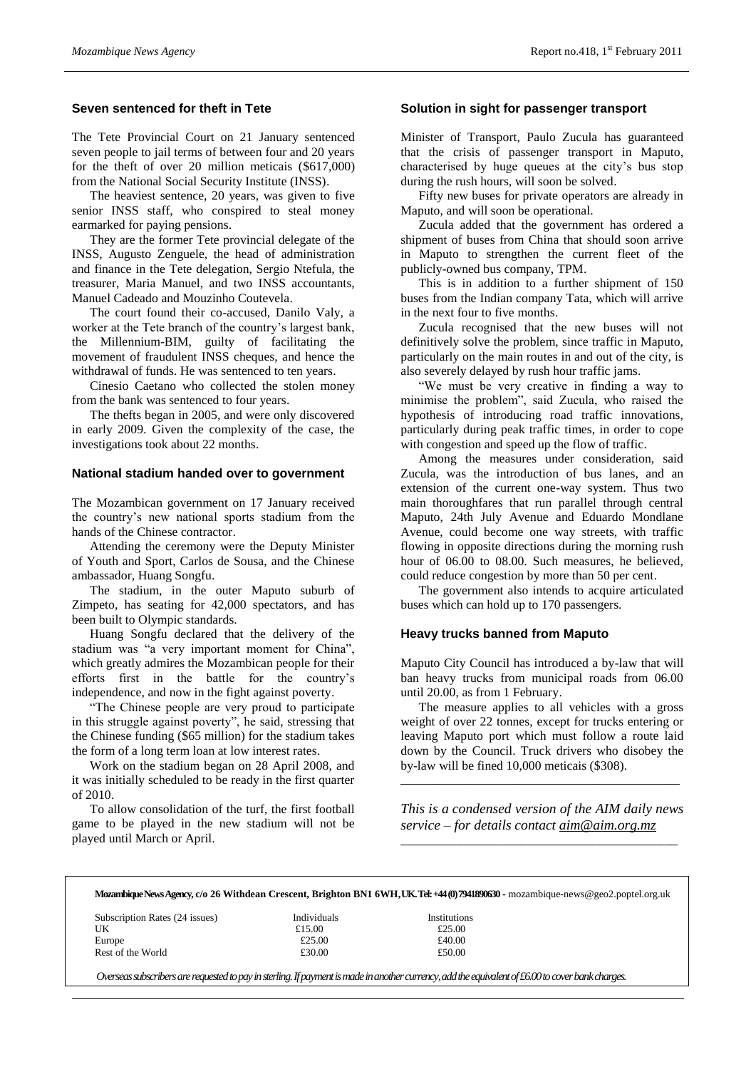### Seven sentenced for theft in Tete

The Tete Provincial Court on 21 January sentenced seven people to jail terms of between four and 20 years for the theft of over 20 million meticais ($617,000) from the National Social Security Institute (INSS).

The heaviest sentence, 20 years, was given to five senior INSS staff, who conspired to steal money earmarked for paying pensions.

They are the former Tete provincial delegate of the INSS, Augusto Zenguele, the head of administration and finance in the Tete delegation, Sergio Ntefula, the treasurer, Maria Manuel, and two INSS accountants, Manuel Cadeado and Mouzinho Coutevela.

The court found their co-accused, Danilo Valy, a worker at the Tete branch of the country's largest bank, the Millennium-BIM, guilty of facilitating the movement of fraudulent INSS cheques, and hence the withdrawal of funds. He was sentenced to ten years.

Cinesio Caetano who collected the stolen money from the bank was sentenced to four years.

The thefts began in 2005, and were only discovered in early 2009. Given the complexity of the case, the investigations took about 22 months.

### National stadium handed over to government

The Mozambican government on 17 January received the country's new national sports stadium from the hands of the Chinese contractor.

Attending the ceremony were the Deputy Minister of Youth and Sport, Carlos de Sousa, and the Chinese ambassador, Huang Songfu.

The stadium, in the outer Maputo suburb of Zimpeto, has seating for 42,000 spectators, and has been built to Olympic standards.

Huang Songfu declared that the delivery of the stadium was "a very important moment for China", which greatly admires the Mozambican people for their efforts first in the battle for the country's independence, and now in the fight against poverty.

"The Chinese people are very proud to participate in this struggle against poverty", he said, stressing that the Chinese funding ($65 million) for the stadium takes the form of a long term loan at low interest rates.

Work on the stadium began on 28 April 2008, and it was initially scheduled to be ready in the first quarter of 2010.

To allow consolidation of the turf, the first football game to be played in the new stadium will not be played until March or April.

### Solution in sight for passenger transport

Minister of Transport, Paulo Zucula has guaranteed that the crisis of passenger transport in Maputo, characterised by huge queues at the city's bus stop during the rush hours, will soon be solved.

Fifty new buses for private operators are already in Maputo, and will soon be operational.

Zucula added that the government has ordered a shipment of buses from China that should soon arrive in Maputo to strengthen the current fleet of the publicly-owned bus company, TPM.

This is in addition to a further shipment of 150 buses from the Indian company Tata, which will arrive in the next four to five months.

Zucula recognised that the new buses will not definitively solve the problem, since traffic in Maputo, particularly on the main routes in and out of the city, is also severely delayed by rush hour traffic jams.

"We must be very creative in finding a way to minimise the problem", said Zucula, who raised the hypothesis of introducing road traffic innovations, particularly during peak traffic times, in order to cope with congestion and speed up the flow of traffic.

Among the measures under consideration, said Zucula, was the introduction of bus lanes, and an extension of the current one-way system. Thus two main thoroughfares that run parallel through central Maputo, 24th July Avenue and Eduardo Mondlane Avenue, could become one way streets, with traffic flowing in opposite directions during the morning rush hour of 06.00 to 08.00. Such measures, he believed, could reduce congestion by more than 50 per cent.

The government also intends to acquire articulated buses which can hold up to 170 passengers.

### Heavy trucks banned from Maputo

Maputo City Council has introduced a by-law that will ban heavy trucks from municipal roads from 06.00 until 20.00, as from 1 February.

The measure applies to all vehicles with a gross weight of over 22 tonnes, except for trucks entering or leaving Maputo port which must follow a route laid down by the Council. Truck drivers who disobey the by-law will be fined 10,000 meticais ($308).

---

*This is a condensed version of the AIM daily news service – for details contact aim@aim.org.mz*

---

**Mozambique News Agency, c/o 26 Withdean Crescent, Brighton BN1 6WH, UK. Tel: +44 (0) 7941890630 -** mozambique-news@geo2.poptel.org.uk

| Subscription Rates (24 issues) | Individuals | Institutions |
|---|---|---|
| UK | £15.00 | £25.00 |
| Europe | £25.00 | £40.00 |
| Rest of the World | £30.00 | £50.00 |

*Overseas subscribers are requested to pay in sterling. If payment is made in another currency, add the equivalent of £6.00 to cover bank charges.*